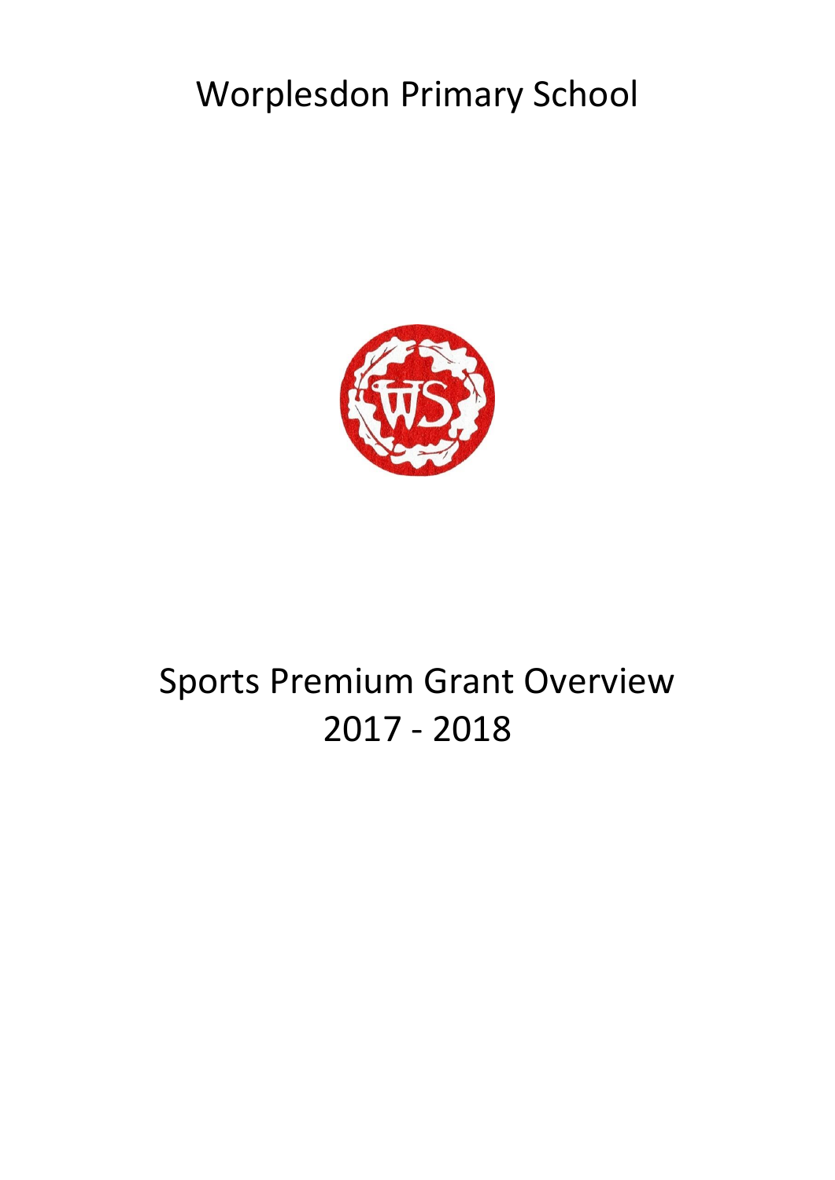# Worplesdon Primary School

# Sports Premium Grant Overview 2017 - 2018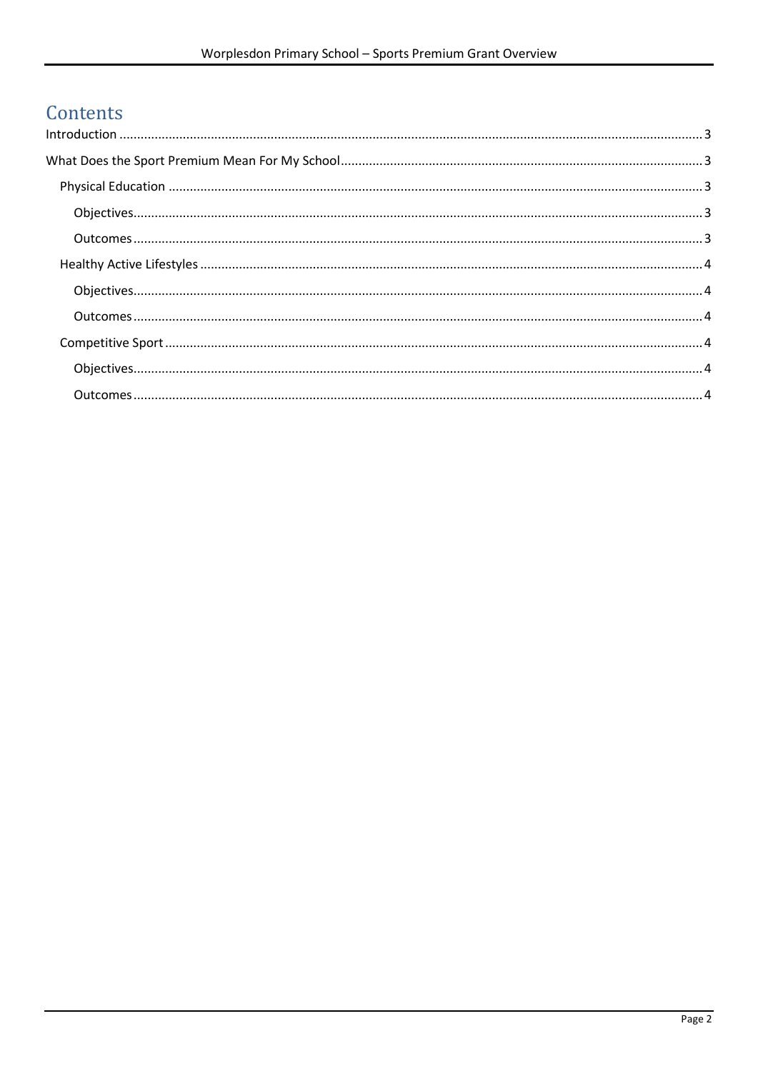# Contents

Introduction ........................................................................................................................................................ 3

What Does the Sport Premium Mean For My School ..................................................................................... 3

- Physical Education ....................................................................................................................................... 3
  - Objectives ................................................................................................................................................ 3
  - Outcomes ................................................................................................................................................. 3
- Healthy Active Lifestyles ............................................................................................................................... 4
  - Objectives ................................................................................................................................................ 4
  - Outcomes ................................................................................................................................................. 4
- Competitive Sport ......................................................................................................................................... 4
  - Objectives ................................................................................................................................................ 4
  - Outcomes ................................................................................................................................................. 4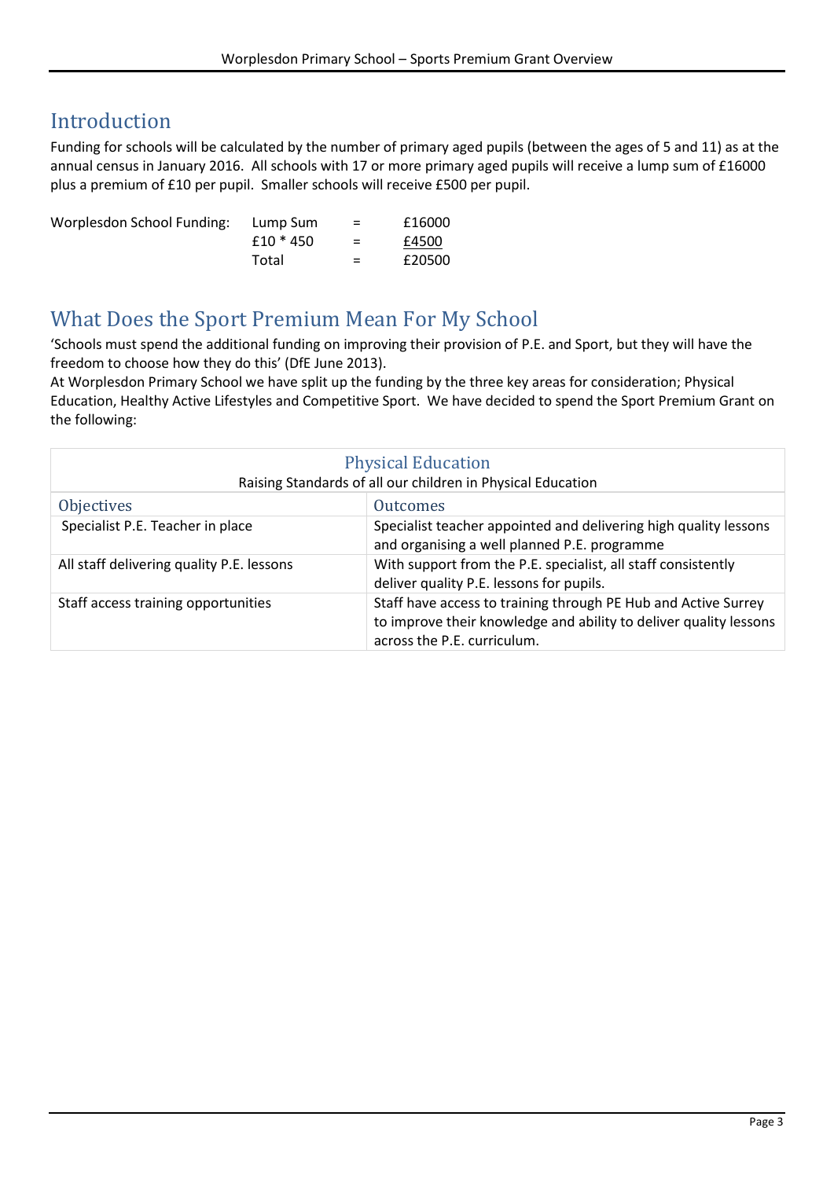## Introduction

Funding for schools will be calculated by the number of primary aged pupils (between the ages of 5 and 11) as at the annual census in January 2016. All schools with 17 or more primary aged pupils will receive a lump sum of £16000 plus a premium of £10 per pupil. Smaller schools will receive £500 per pupil.

| Worplesdon School Funding: | Lump Sum | = | £16000 |
|---|---|---|---|
| | £10 * 450 | = | £4500 |
| | Total | = | £20500 |

## What Does the Sport Premium Mean For My School

'Schools must spend the additional funding on improving their provision of P.E. and Sport, but they will have the freedom to choose how they do this' (DfE June 2013).

At Worplesdon Primary School we have split up the funding by the three key areas for consideration; Physical Education, Healthy Active Lifestyles and Competitive Sport. We have decided to spend the Sport Premium Grant on the following:

| Physical Education<br>Raising Standards of all our children in Physical Education | |
|---|---|
| **Objectives** | **Outcomes** |
| Specialist P.E. Teacher in place | Specialist teacher appointed and delivering high quality lessons and organising a well planned P.E. programme |
| All staff delivering quality P.E. lessons | With support from the P.E. specialist, all staff consistently deliver quality P.E. lessons for pupils. |
| Staff access training opportunities | Staff have access to training through PE Hub and Active Surrey to improve their knowledge and ability to deliver quality lessons across the P.E. curriculum. |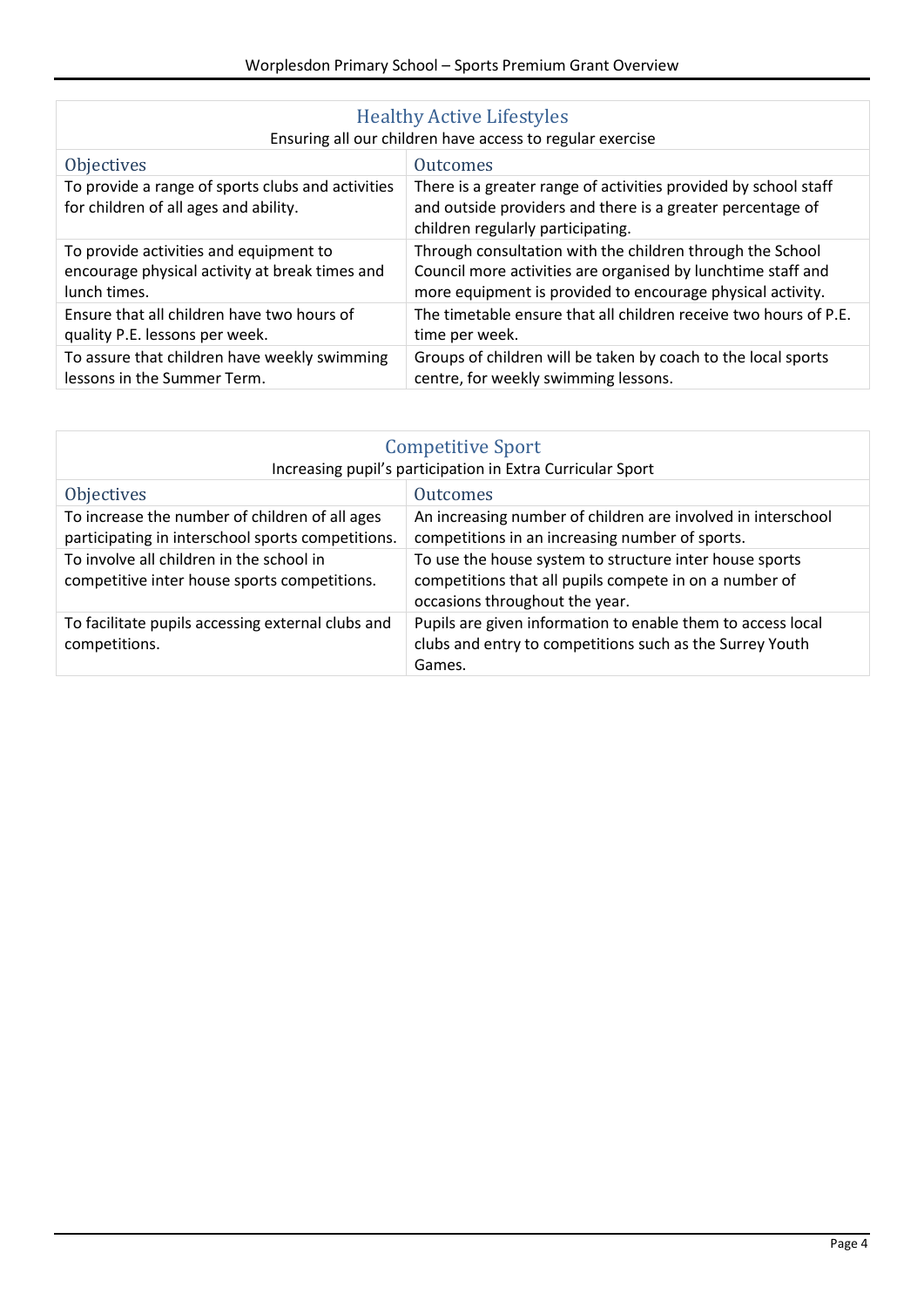| Healthy Active Lifestyles<br>Ensuring all our children have access to regular exercise | |
|---|---|
| Objectives | Outcomes |
| To provide a range of sports clubs and activities for children of all ages and ability. | There is a greater range of activities provided by school staff and outside providers and there is a greater percentage of children regularly participating. |
| To provide activities and equipment to encourage physical activity at break times and lunch times. | Through consultation with the children through the School Council more activities are organised by lunchtime staff and more equipment is provided to encourage physical activity. |
| Ensure that all children have two hours of quality P.E. lessons per week. | The timetable ensure that all children receive two hours of P.E. time per week. |
| To assure that children have weekly swimming lessons in the Summer Term. | Groups of children will be taken by coach to the local sports centre, for weekly swimming lessons. |

| Competitive Sport<br>Increasing pupil's participation in Extra Curricular Sport | |
|---|---|
| Objectives | Outcomes |
| To increase the number of children of all ages participating in interschool sports competitions. | An increasing number of children are involved in interschool competitions in an increasing number of sports. |
| To involve all children in the school in competitive inter house sports competitions. | To use the house system to structure inter house sports competitions that all pupils compete in on a number of occasions throughout the year. |
| To facilitate pupils accessing external clubs and competitions. | Pupils are given information to enable them to access local clubs and entry to competitions such as the Surrey Youth Games. |